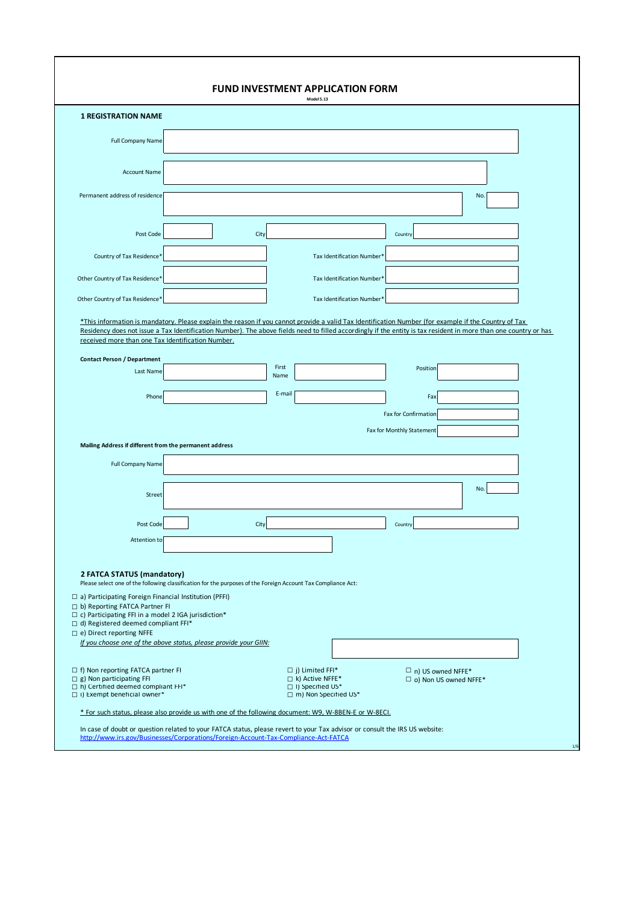# FUND INVESTMENT APPLICATION FORM

Model 5.13

## 1 REGISTRATION NAME

Full Company Name

Account Name

Permanent address of residence | No.

Post Code | City | Country

Country of Tax Residence* | Tax Identification Number*

Other Country of Tax Residence* | Tax Identification Number*

Other Country of Tax Residence* | Tax Identification Number*

*This information is mandatory. Please explain the reason if you cannot provide a valid Tax Identification Number (for example if the Country of Tax Residency does not issue a Tax Identification Number). The above fields need to filled accordingly if the entity is tax resident in more than one country or has received more than one Tax Identification Number.

**Contact Person / Department**

Last Name | First Name | Position

Phone | E-mail | Fax

Fax for Confirmation

Fax for Monthly Statement

**Mailing Address if different from the permanent address**

Full Company Name

Street | No.

Post Code | City | Country

Attention to

## 2 FATCA STATUS (mandatory)

Please select one of the following classification for the purposes of the Foreign Account Tax Compliance Act:

- ☐ a) Participating Foreign Financial Institution (PFFI)
- ☐ b) Reporting FATCA Partner FI
- ☐ c) Participating FFI in a model 2 IGA jurisdiction*
- ☐ d) Registered deemed compliant FFI*
- ☐ e) Direct reporting NFFE

*If you choose one of the above status, please provide your GIIN:*

- ☐ f) Non reporting FATCA partner FI
- ☐ g) Non participating FFI
- ☐ h) Certified deemed compliant FFI*
- ☐ i) Exempt beneficial owner*
- ☐ j) Limited FFI*
- ☐ k) Active NFFE*
- ☐ l) Specified US*
- ☐ m) Non Specified US*
- ☐ n) US owned NFFE*
- ☐ o) Non US owned NFFE*

\* For such status, please also provide us with one of the following document: W9, W-8BEN-E or W-8ECI.

In case of doubt or question related to your FATCA status, please revert to your Tax advisor or consult the IRS US website:
http://www.irs.gov/Businesses/Corporations/Foreign-Account-Tax-Compliance-Act-FATCA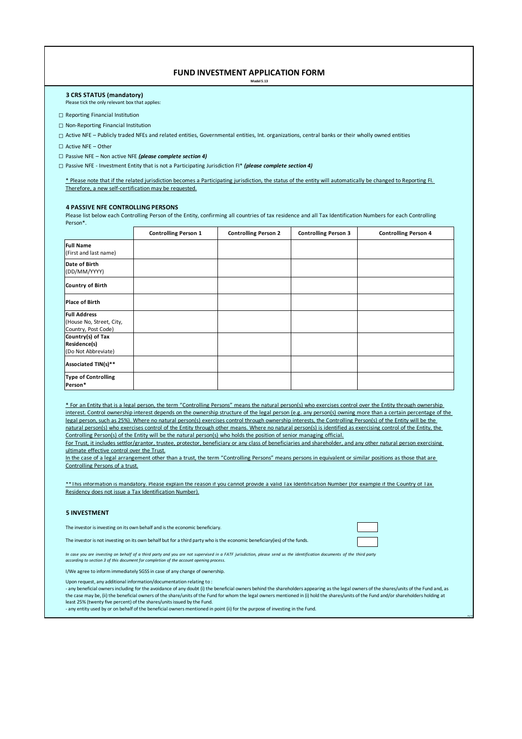# FUND INVESTMENT APPLICATION FORM

Model 5.13

### 3 CRS STATUS (mandatory)

Please tick the only relevant box that applies:

☐ Reporting Financial Institution

☐ Non-Reporting Financial Institution

☐ Active NFE – Publicly traded NFEs and related entities, Governmental entities, Int. organizations, central banks or their wholly owned entities

☐ Active NFE – Other

☐ Passive NFE – Non active NFE ***(please complete section 4)***

☐ Passive NFE - Investment Entity that is not a Participating Jurisdiction FI* ***(please complete section 4)***

* Please note that if the related jurisdiction becomes a Participating jurisdiction, the status of the entity will automatically be changed to Reporting FI. Therefore, a new self-certification may be requested.

### 4 PASSIVE NFE CONTROLLING PERSONS

Please list below each Controlling Person of the Entity, confirming all countries of tax residence and all Tax Identification Numbers for each Controlling Person*.

| | **Controlling Person 1** | **Controlling Person 2** | **Controlling Person 3** | **Controlling Person 4** |
|---|---|---|---|---|
| **Full Name** (First and last name) | | | | |
| **Date of Birth** (DD/MM/YYYY) | | | | |
| **Country of Birth** | | | | |
| **Place of Birth** | | | | |
| **Full Address** (House No, Street, City, Country, Post Code) | | | | |
| **Country(s) of Tax Residence(s)** (Do Not Abbreviate) | | | | |
| **Associated TIN(s)**** | | | | |
| **Type of Controlling Person*** | | | | |

* For an Entity that is a legal person, the term "Controlling Persons" means the natural person(s) who exercises control over the Entity through ownership interest. Control ownership interest depends on the ownership structure of the legal person (e.g. any person(s) owning more than a certain percentage of the legal person, such as 25%). Where no natural person(s) exercises control through ownership interests, the Controlling Person(s) of the Entity will be the natural person(s) who exercises control of the Entity through other means. Where no natural person(s) is identified as exercising control of the Entity, the Controlling Person(s) of the Entity will be the natural person(s) who holds the position of senior managing official.
For Trust, it includes settlor/grantor, trustee, protector, beneficiary or any class of beneficiaries and shareholder, and any other natural person exercising ultimate effective control over the Trust.
In the case of a legal arrangement other than a trust, the term "Controlling Persons" means persons in equivalent or similar positions as those that are Controlling Persons of a trust.

**This information is mandatory. Please explain the reason if you cannot provide a valid Tax Identification Number (for example if the Country of Tax Residency does not issue a Tax Identification Number).

### 5 INVESTMENT

The investor is investing on its own behalf and is the economic beneficiary. ☐

The investor is not investing on its own behalf but for a third party who is the economic beneficiary(ies) of the funds. ☐

*In case you are investing on behalf of a third party and you are not supervised in a FATF jurisdiction, please send us the identification documents of the third party according to section 3 of this document for completion of the account opening process.*

I/We agree to inform immediately SGSS in case of any change of ownership.

Upon request, any additional information/documentation relating to :

- any beneficial owners including for the avoidance of any doubt (i) the beneficial owners behind the shareholders appearing as the legal owners of the shares/units of the Fund and, as the case may be, (ii) the beneficial owners of the share/units of the Fund for whom the legal owners mentioned in (i) hold the shares/units of the Fund and/or shareholders holding at least 25% (twenty five percent) of the shares/units issued by the Fund.
- any entity used by or on behalf of the beneficial owners mentioned in point (ii) for the purpose of investing in the Fund.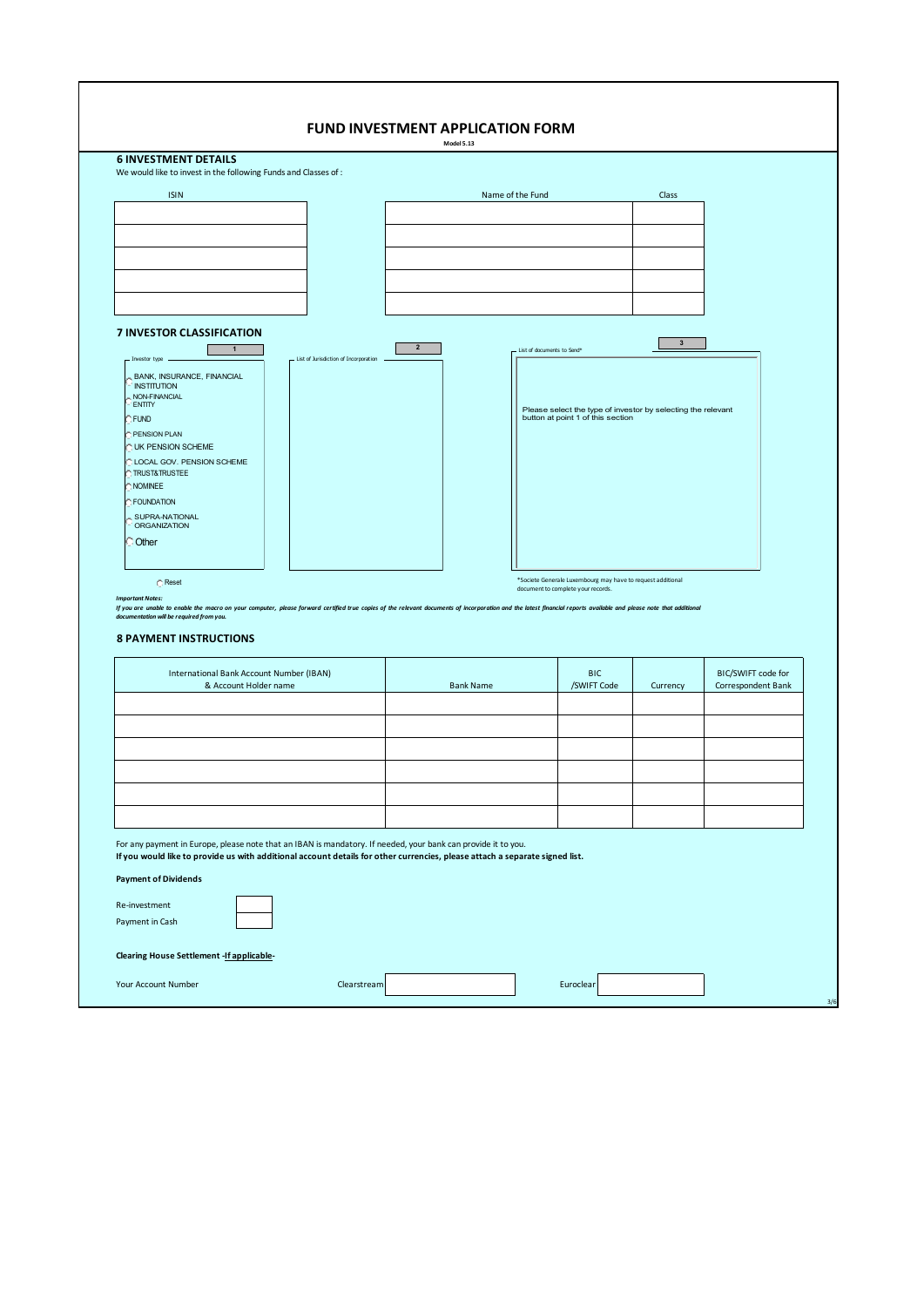# FUND INVESTMENT APPLICATION FORM

Model 5.13

## 6 INVESTMENT DETAILS

We would like to invest in the following Funds and Classes of :

| ISIN | Name of the Fund | Class |
|---|---|---|
| | | |
| | | |
| | | |
| | | |
| | | |

## 7 INVESTOR CLASSIFICATION

**1** — Investor type

- BANK, INSURANCE, FINANCIAL INSTITUTION
- NON-FINANCIAL ENTITY
- FUND
- PENSION PLAN
- UK PENSION SCHEME
- LOCAL GOV. PENSION SCHEME
- TRUST&TRUSTEE
- NOMINEE
- FOUNDATION
- SUPRA-NATIONAL ORGANIZATION
- Other

Reset

**2** — List of Jurisdiction of Incorporation

**3** — List of documents to Send*

Please select the type of investor by selecting the relevant button at point 1 of this section

*Societe Generale Luxembourg may have to request additional document to complete your records.

***Important Notes:***

***If you are unable to enable the macro on your computer, please forward certified true copies of the relevant documents of incorporation and the latest financial reports available and please note that additional documentation will be required from you.***

## 8 PAYMENT INSTRUCTIONS

| International Bank Account Number (IBAN) & Account Holder name | Bank Name | BIC /SWIFT Code | Currency | BIC/SWIFT code for Correspondent Bank |
|---|---|---|---|---|
| | | | | |
| | | | | |
| | | | | |
| | | | | |
| | | | | |
| | | | | |

For any payment in Europe, please note that an IBAN is mandatory. If needed, your bank can provide it to you.

**If you would like to provide us with additional account details for other currencies, please attach a separate signed list.**

**Payment of Dividends**

Re-investment ☐

Payment in Cash ☐

**Clearing House Settlement -<u>If applicable</u>-**

Your Account Number — Clearstream: ____________ Euroclear: ____________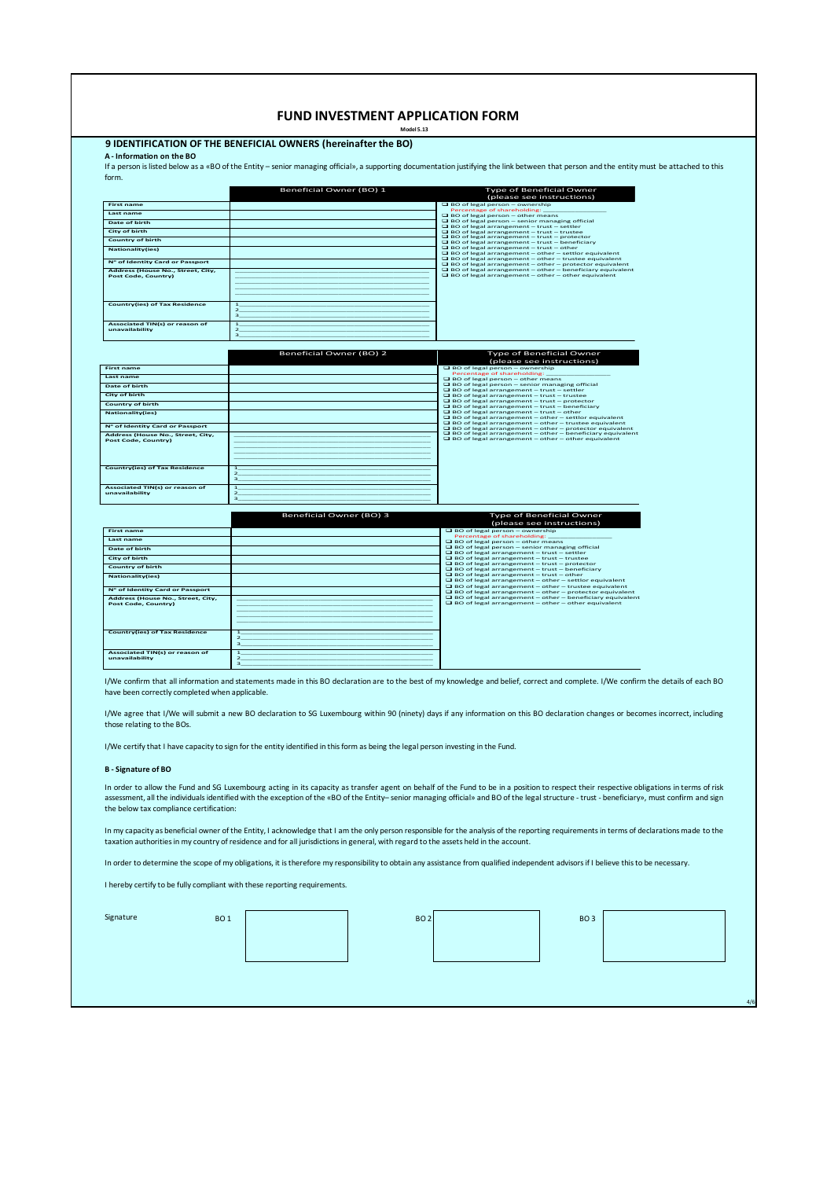# FUND INVESTMENT APPLICATION FORM

**Model 5.13**

## 9 IDENTIFICATION OF THE BENEFICIAL OWNERS (hereinafter the BO)

**A - Information on the BO**

If a person is listed below as a «BO of the Entity – senior managing official», a supporting documentation justifying the link between that person and the entity must be attached to this form.

| | Beneficial Owner (BO) 1 | Type of Beneficial Owner (please see instructions) |
|---|---|---|
| First name | | ❑ BO of legal person – ownership<br>Percentage of shareholding: ______________<br>❑ BO of legal person – other means<br>❑ BO of legal person – senior managing official<br>❑ BO of legal arrangement – trust – settler<br>❑ BO of legal arrangement – trust – trustee<br>❑ BO of legal arrangement – trust – protector<br>❑ BO of legal arrangement – trust – beneficiary<br>❑ BO of legal arrangement – trust – other<br>❑ BO of legal arrangement – other – settlor equivalent<br>❑ BO of legal arrangement – other – trustee equivalent<br>❑ BO of legal arrangement – other – protector equivalent<br>❑ BO of legal arrangement – other – beneficiary equivalent<br>❑ BO of legal arrangement – other – other equivalent |
| Last name | | |
| Date of birth | | |
| City of birth | | |
| Country of birth | | |
| Nationality(ies) | | |
| N° of Identity Card or Passport | | |
| Address (House No., Street, City, Post Code, Country) | | |
| Country(ies) of Tax Residence | 1\_\_\_<br>2\_\_\_<br>3\_\_\_ | |
| Associated TIN(s) or reason of unavailability | 1\_\_\_<br>2\_\_\_<br>3\_\_\_ | |

| | Beneficial Owner (BO) 2 | Type of Beneficial Owner (please see instructions) |
|---|---|---|
| First name | | ❑ BO of legal person – ownership<br>Percentage of shareholding: ______________<br>❑ BO of legal person – other means<br>❑ BO of legal person – senior managing official<br>❑ BO of legal arrangement – trust – settler<br>❑ BO of legal arrangement – trust – trustee<br>❑ BO of legal arrangement – trust – protector<br>❑ BO of legal arrangement – trust – beneficiary<br>❑ BO of legal arrangement – trust – other<br>❑ BO of legal arrangement – other – settlor equivalent<br>❑ BO of legal arrangement – other – trustee equivalent<br>❑ BO of legal arrangement – other – protector equivalent<br>❑ BO of legal arrangement – other – beneficiary equivalent<br>❑ BO of legal arrangement – other – other equivalent |
| Last name | | |
| Date of birth | | |
| City of birth | | |
| Country of birth | | |
| Nationality(ies) | | |
| N° of Identity Card or Passport | | |
| Address (House No., Street, City, Post Code, Country) | | |
| Country(ies) of Tax Residence | 1\_\_\_<br>2\_\_\_<br>3\_\_\_ | |
| Associated TIN(s) or reason of unavailability | 1\_\_\_<br>2\_\_\_<br>3\_\_\_ | |

| | Beneficial Owner (BO) 3 | Type of Beneficial Owner (please see instructions) |
|---|---|---|
| First name | | ❑ BO of legal person – ownership<br>Percentage of shareholding: ______________<br>❑ BO of legal person – other means<br>❑ BO of legal person – senior managing official<br>❑ BO of legal arrangement – trust – settler<br>❑ BO of legal arrangement – trust – trustee<br>❑ BO of legal arrangement – trust – protector<br>❑ BO of legal arrangement – trust – beneficiary<br>❑ BO of legal arrangement – trust – other<br>❑ BO of legal arrangement – other – settlor equivalent<br>❑ BO of legal arrangement – other – trustee equivalent<br>❑ BO of legal arrangement – other – protector equivalent<br>❑ BO of legal arrangement – other – beneficiary equivalent<br>❑ BO of legal arrangement – other – other equivalent |
| Last name | | |
| Date of birth | | |
| City of birth | | |
| Country of birth | | |
| Nationality(ies) | | |
| N° of Identity Card or Passport | | |
| Address (House No., Street, City, Post Code, Country) | | |
| Country(ies) of Tax Residence | 1\_\_\_<br>2\_\_\_<br>3\_\_\_ | |
| Associated TIN(s) or reason of unavailability | 1\_\_\_<br>2\_\_\_<br>3\_\_\_ | |

I/We confirm that all information and statements made in this BO declaration are to the best of my knowledge and belief, correct and complete. I/We confirm the details of each BO have been correctly completed when applicable.

I/We agree that I/We will submit a new BO declaration to SG Luxembourg within 90 (ninety) days if any information on this BO declaration changes or becomes incorrect, including those relating to the BOs.

I/We certify that I have capacity to sign for the entity identified in this form as being the legal person investing in the Fund.

**B - Signature of BO**

In order to allow the Fund and SG Luxembourg acting in its capacity as transfer agent on behalf of the Fund to be in a position to respect their respective obligations in terms of risk assessment, all the individuals identified with the exception of the «BO of the Entity– senior managing official» and BO of the legal structure - trust - beneficiary», must confirm and sign the below tax compliance certification:

In my capacity as beneficial owner of the Entity, I acknowledge that I am the only person responsible for the analysis of the reporting requirements in terms of declarations made to the taxation authorities in my country of residence and for all jurisdictions in general, with regard to the assets held in the account.

In order to determine the scope of my obligations, it is therefore my responsibility to obtain any assistance from qualified independent advisors if I believe this to be necessary.

I hereby certify to be fully compliant with these reporting requirements.

| Signature | BO 1 | | BO 2 | | BO 3 | |
|---|---|---|---|---|---|---|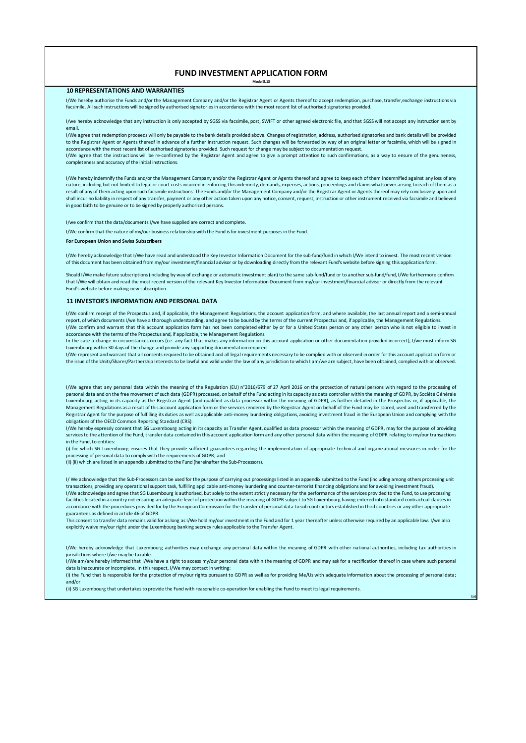# FUND INVESTMENT APPLICATION FORM

**Model 5.13**

## 10 REPRESENTATIONS AND WARRANTIES

I/We hereby authorise the Funds and/or the Management Company and/or the Registrar Agent or Agents thereof to accept redemption, purchase, transfer,exchange instructions via facsimile. All such instructions will be signed by authorised signatories in accordance with the most recent list of authorised signatories provided.

I/we hereby acknowledge that any instruction is only accepted by SGSS via facsimile, post, SWIFT or other agreed electronic file, and that SGSS will not accept any instruction sent by email.

I/We agree that redemption proceeds will only be payable to the bank details provided above. Changes of registration, address, authorised signatories and bank details will be provided to the Registrar Agent or Agents thereof in advance of a further instruction request. Such changes will be forwarded by way of an original letter or facsimile, which will be signed in accordance with the most recent list of authorised signatories provided. Such request for change may be subject to documentation request.

I/We agree that the instructions will be re-confirmed by the Registrar Agent and agree to give a prompt attention to such confirmations, as a way to ensure of the genuineness, completeness and accuracy of the initial instructions.

I/We hereby indemnify the Funds and/or the Management Company and/or the Registrar Agent or Agents thereof and agree to keep each of them indemnified against any loss of any nature, including but not limited to legal or court costs incurred in enforcing this indemnity, demands, expenses, actions, proceedings and claims whatsoever arising to each of them as a result of any of them acting upon such facsimile instructions. The Funds and/or the Management Company and/or the Registrar Agent or Agents thereof may rely conclusively upon and shall incur no liability in respect of any transfer, payment or any other action taken upon any notice, consent, request, instruction or other instrument received via facsimile and believed in good faith to be genuine or to be signed by properly authorized persons.

I/we confirm that the data/documents I/we have supplied are correct and complete.

I/We confirm that the nature of my/our business relationship with the Fund is for investment purposes in the Fund.

**For European Union and Swiss Subscribers**

I/We hereby acknowledge that I/We have read and understood the Key Investor Information Document for the sub-fund/fund in which I/We intend to invest. The most recent version of this document has been obtained from my/our investment/financial advisor or by downloading directly from the relevant Fund's website before signing this application form.

Should I/We make future subscriptions (including by way of exchange or automatic investment plan) to the same sub-fund/fund or to another sub-fund/fund, I/We furthermore confirm that I/We will obtain and read the most recent version of the relevant Key Investor Information Document from my/our investment/financial advisor or directly from the relevant Fund's website before making new subscription.

## 11 INVESTOR'S INFORMATION AND PERSONAL DATA

I/We confirm receipt of the Prospectus and, if applicable, the Management Regulations, the account application form, and where available, the last annual report and a semi-annual report, of which documents I/we have a thorough understanding, and agree to be bound by the terms of the current Prospectus and, if applicable, the Management Regulations.

I/We confirm and warrant that this account application form has not been completed either by or for a United States person or any other person who is not eligible to invest in accordance with the terms of the Prospectus and, if applicable, the Management Regulations.

In the case a change in circumstances occurs (i.e. any fact that makes any information on this account application or other documentation provided incorrect), I/we must inform SG Luxembourg within 30 days of the change and provide any supporting documentation required.

I/We represent and warrant that all consents required to be obtained and all legal requirements necessary to be complied with or observed in order for this account application form or the issue of the Units/Shares/Partnership Interests to be lawful and valid under the law of any jurisdiction to which I am/we are subject, have been obtained, complied with or observed.

I/We agree that any personal data within the meaning of the Regulation (EU) n°2016/679 of 27 April 2016 on the protection of natural persons with regard to the processing of personal data and on the free movement of such data (GDPR) processed, on behalf of the Fund acting in its capacity as data controller within the meaning of GDPR, by Société Générale Luxembourg acting in its capacity as the Registrar Agent (and qualified as data processor within the meaning of GDPR), as further detailed in the Prospectus or, if applicable, the Management Regulations as a result of this account application form or the services rendered by the Registrar Agent on behalf of the Fund may be stored, used and transferred by the Registrar Agent for the purpose of fulfilling its duties as well as applicable anti-money laundering obligations, avoiding investment fraud in the European Union and complying with the obligations of the OECD Common Reporting Standard (CRS).

I/We hereby expressly consent that SG Luxembourg acting in its capacity as Transfer Agent, qualified as data processor within the meaning of GDPR, may for the purpose of providing services to the attention of the Fund, transfer data contained in this account application form and any other personal data within the meaning of GDPR relating to my/our transactions in the Fund, to entities:

(i) for which SG Luxembourg ensures that they provide sufficient guarantees regarding the implementation of appropriate technical and organizational measures in order for the processing of personal data to comply with the requirements of GDPR; and

(ii) (ii) which are listed in an appendix submitted to the Fund (hereinafter the Sub-Processors).

I/ We acknowledge that the Sub-Processors can be used for the purpose of carrying out processings listed in an appendix submitted to the Fund (including among others processing unit transactions, providing any operational support task, fulfilling applicable anti-money laundering and counter-terrorist financing obligations and for avoiding investment fraud).

I/We acknowledge and agree that SG Luxembourg is authorised, but solely to the extent strictly necessary for the performance of the services provided to the Fund, to use processing facilities located in a country not ensuring an adequate level of protection within the meaning of GDPR subject to SG Luxembourg having entered into standard contractual clauses in accordance with the procedures provided for by the European Commission for the transfer of personal data to sub-contractors established in third countries or any other appropriate guarantees as defined in article 46 of GDPR.

This consent to transfer data remains valid for as long as I/We hold my/our investment in the Fund and for 1 year thereafter unless otherwise required by an applicable law. I/we also explicitly waive my/our right under the Luxembourg banking secrecy rules applicable to the Transfer Agent.

I/We hereby acknowledge that Luxembourg authorities may exchange any personal data within the meaning of GDPR with other national authorities, including tax authorities in jurisdictions where I/we may be taxable.

I/We am/are hereby informed that I/We have a right to access my/our personal data within the meaning of GDPR and may ask for a rectification thereof in case where such personal data is inaccurate or incomplete. In this respect, I/We may contact in writing:

(i) the Fund that is responsible for the protection of my/our rights pursuant to GDPR as well as for providing Me/Us with adequate information about the processing of personal data; and/or

(ii) SG Luxembourg that undertakes to provide the Fund with reasonable co-operation for enabling the Fund to meet its legal requirements.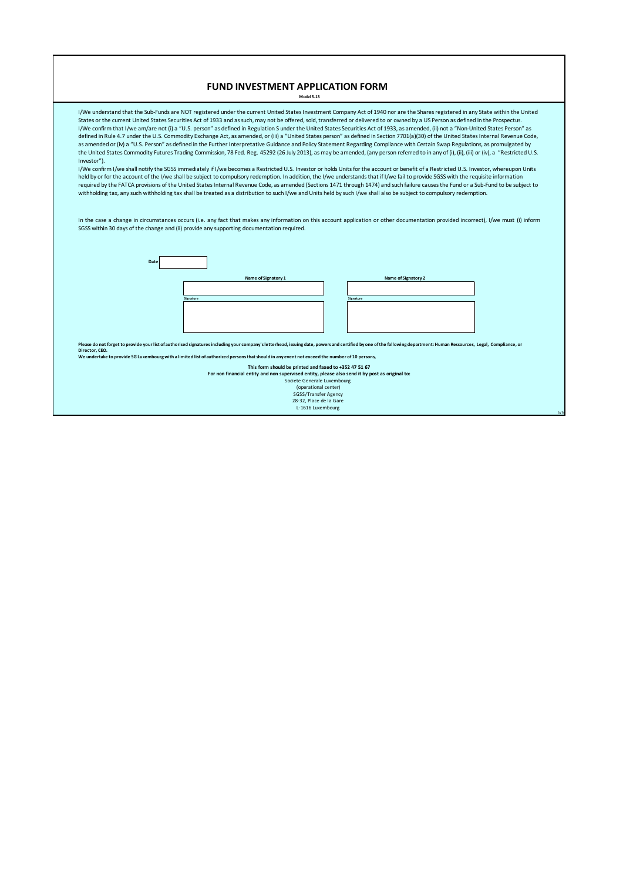# FUND INVESTMENT APPLICATION FORM

**Model 5.13**

I/We understand that the Sub-Funds are NOT registered under the current United States Investment Company Act of 1940 nor are the Shares registered in any State within the United States or the current United States Securities Act of 1933 and as such, may not be offered, sold, transferred or delivered to or owned by a US Person as defined in the Prospectus.
I/We confirm that I/we am/are not (i) a "U.S. person" as defined in Regulation S under the United States Securities Act of 1933, as amended, (ii) not a "Non-United States Person" as defined in Rule 4.7 under the U.S. Commodity Exchange Act, as amended, or (iii) a "United States person" as defined in Section 7701(a)(30) of the United States Internal Revenue Code, as amended or (iv) a "U.S. Person" as defined in the Further Interpretative Guidance and Policy Statement Regarding Compliance with Certain Swap Regulations, as promulgated by the United States Commodity Futures Trading Commission, 78 Fed. Reg. 45292 (26 July 2013), as may be amended, (any person referred to in any of (i), (ii), (iii) or (iv), a "Restricted U.S. Investor").
I/We confirm I/we shall notify the SGSS immediately if I/we becomes a Restricted U.S. Investor or holds Units for the account or benefit of a Restricted U.S. Investor, whereupon Units held by or for the account of the I/we shall be subject to compulsory redemption. In addition, the I/we understands that if I/we fail to provide SGSS with the requisite information required by the FATCA provisions of the United States Internal Revenue Code, as amended (Sections 1471 through 1474) and such failure causes the Fund or a Sub-Fund to be subject to withholding tax, any such withholding tax shall be treated as a distribution to such I/we and Units held by such I/we shall also be subject to compulsory redemption.

In the case a change in circumstances occurs (i.e. any fact that makes any information on this account application or other documentation provided incorrect), I/we must (i) inform SGSS within 30 days of the change and (ii) provide any supporting documentation required.

**Date**

| **Name of Signatory 1** | **Name of Signatory 2** |
| --- | --- |
| | |
| Signature | Signature |
| | |

**Please do not forget to provide your list of authorised signatures including your company's letterhead, issuing date, powers and certified by one of the following department: Human Ressources, Legal, Compliance, or Director, CEO.**
**We undertake to provide SG Luxembourg with a limited list of authorized persons that should in any event not exceed the number of 10 persons,**

**This form should be printed and faxed to +352 47 51 67**
**For non financial entity and non supervised entity, please also send it by post as original to:**
Societe Generale Luxembourg
(operational center)
SGSS/Transfer Agency
28-32, Place de la Gare
L-1616 Luxembourg